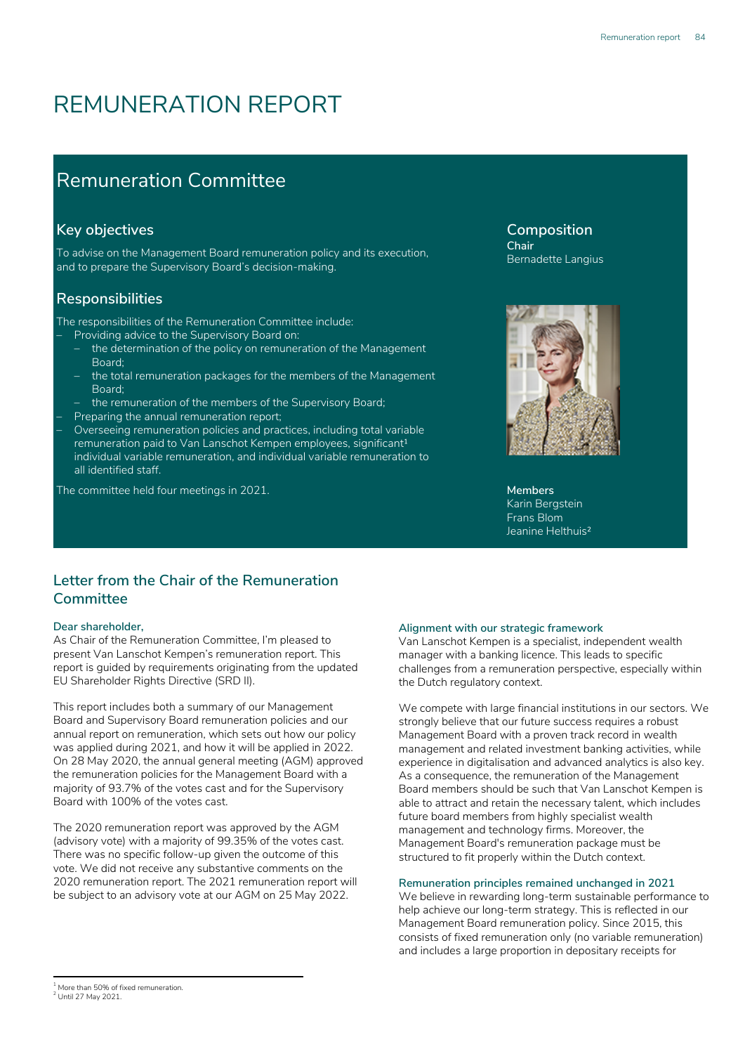# REMUNERATION REPORT

## Remuneration Committee

### Key objectives

To advise on the Management Board remuneration policy and its execution, and to prepare the Supervisory Board's decision-making.

### Responsibilities

The responsibilities of the Remuneration Committee include:

- Providing advice to the Supervisory Board on:
  - the determination of the policy on remuneration of the Management Board;
  - the total remuneration packages for the members of the Management Board;
  - the remuneration of the members of the Supervisory Board;
- Preparing the annual remuneration report;
- Overseeing remuneration policies and practices, including total variable remuneration paid to Van Lanschot Kempen employees, significant[1] individual variable remuneration, and individual variable remuneration to all identified staff.

The committee held four meetings in 2021.

### Composition

**Chair**
Bernadette Langius

**Members**
Karin Bergstein
Frans Blom
Jeanine Helthuis[2]

## Letter from the Chair of the Remuneration Committee

**Dear shareholder,**
As Chair of the Remuneration Committee, I'm pleased to present Van Lanschot Kempen's remuneration report. This report is guided by requirements originating from the updated EU Shareholder Rights Directive (SRD II).

This report includes both a summary of our Management Board and Supervisory Board remuneration policies and our annual report on remuneration, which sets out how our policy was applied during 2021, and how it will be applied in 2022. On 28 May 2020, the annual general meeting (AGM) approved the remuneration policies for the Management Board with a majority of 93.7% of the votes cast and for the Supervisory Board with 100% of the votes cast.

The 2020 remuneration report was approved by the AGM (advisory vote) with a majority of 99.35% of the votes cast. There was no specific follow-up given the outcome of this vote. We did not receive any substantive comments on the 2020 remuneration report. The 2021 remuneration report will be subject to an advisory vote at our AGM on 25 May 2022.

#### Alignment with our strategic framework

Van Lanschot Kempen is a specialist, independent wealth manager with a banking licence. This leads to specific challenges from a remuneration perspective, especially within the Dutch regulatory context.

We compete with large financial institutions in our sectors. We strongly believe that our future success requires a robust Management Board with a proven track record in wealth management and related investment banking activities, while experience in digitalisation and advanced analytics is also key. As a consequence, the remuneration of the Management Board members should be such that Van Lanschot Kempen is able to attract and retain the necessary talent, which includes future board members from highly specialist wealth management and technology firms. Moreover, the Management Board's remuneration package must be structured to fit properly within the Dutch context.

#### Remuneration principles remained unchanged in 2021

We believe in rewarding long-term sustainable performance to help achieve our long-term strategy. This is reflected in our Management Board remuneration policy. Since 2015, this consists of fixed remuneration only (no variable remuneration) and includes a large proportion in depositary receipts for

[1] More than 50% of fixed remuneration.
[2] Until 27 May 2021.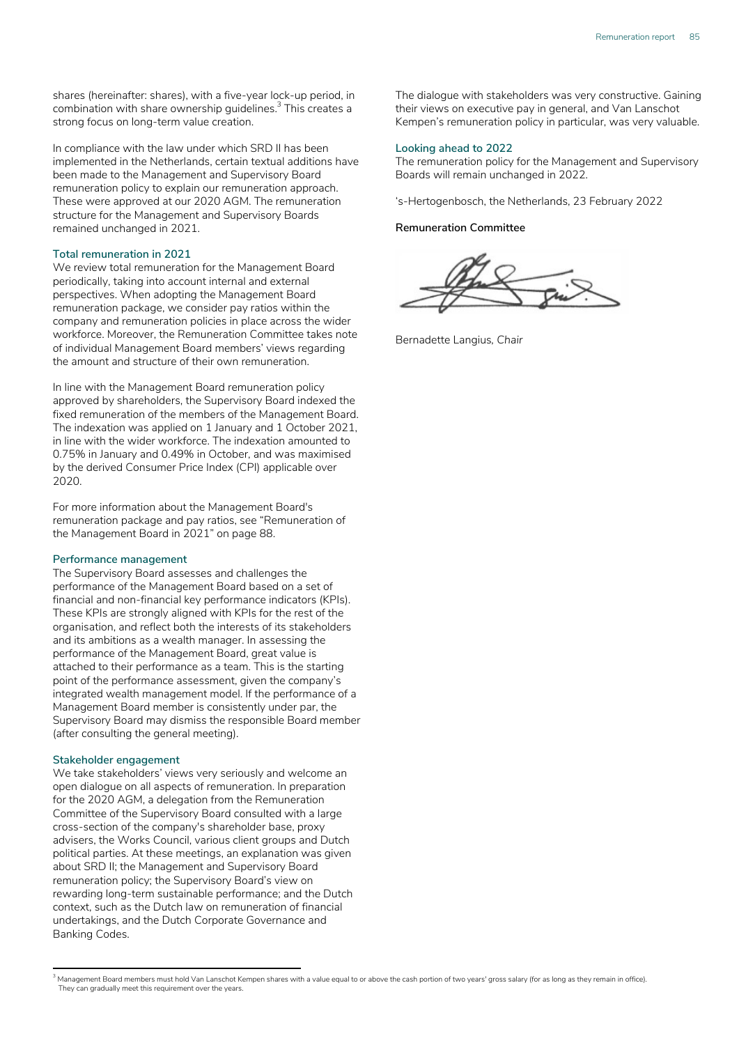shares (hereinafter: shares), with a five-year lock-up period, in combination with share ownership guidelines.[3] This creates a strong focus on long-term value creation.

In compliance with the law under which SRD II has been implemented in the Netherlands, certain textual additions have been made to the Management and Supervisory Board remuneration policy to explain our remuneration approach. These were approved at our 2020 AGM. The remuneration structure for the Management and Supervisory Boards remained unchanged in 2021.

### Total remuneration in 2021

We review total remuneration for the Management Board periodically, taking into account internal and external perspectives. When adopting the Management Board remuneration package, we consider pay ratios within the company and remuneration policies in place across the wider workforce. Moreover, the Remuneration Committee takes note of individual Management Board members' views regarding the amount and structure of their own remuneration.

In line with the Management Board remuneration policy approved by shareholders, the Supervisory Board indexed the fixed remuneration of the members of the Management Board. The indexation was applied on 1 January and 1 October 2021, in line with the wider workforce. The indexation amounted to 0.75% in January and 0.49% in October, and was maximised by the derived Consumer Price Index (CPI) applicable over 2020.

For more information about the Management Board's remuneration package and pay ratios, see "Remuneration of the Management Board in 2021" on page 88.

### Performance management

The Supervisory Board assesses and challenges the performance of the Management Board based on a set of financial and non-financial key performance indicators (KPIs). These KPIs are strongly aligned with KPIs for the rest of the organisation, and reflect both the interests of its stakeholders and its ambitions as a wealth manager. In assessing the performance of the Management Board, great value is attached to their performance as a team. This is the starting point of the performance assessment, given the company's integrated wealth management model. If the performance of a Management Board member is consistently under par, the Supervisory Board may dismiss the responsible Board member (after consulting the general meeting).

### Stakeholder engagement

We take stakeholders' views very seriously and welcome an open dialogue on all aspects of remuneration. In preparation for the 2020 AGM, a delegation from the Remuneration Committee of the Supervisory Board consulted with a large cross-section of the company's shareholder base, proxy advisers, the Works Council, various client groups and Dutch political parties. At these meetings, an explanation was given about SRD II; the Management and Supervisory Board remuneration policy; the Supervisory Board's view on rewarding long-term sustainable performance; and the Dutch context, such as the Dutch law on remuneration of financial undertakings, and the Dutch Corporate Governance and Banking Codes.

The dialogue with stakeholders was very constructive. Gaining their views on executive pay in general, and Van Lanschot Kempen's remuneration policy in particular, was very valuable.

### Looking ahead to 2022

The remuneration policy for the Management and Supervisory Boards will remain unchanged in 2022.

's-Hertogenbosch, the Netherlands, 23 February 2022

**Remuneration Committee**

Bernadette Langius, *Chair*

---

[3] Management Board members must hold Van Lanschot Kempen shares with a value equal to or above the cash portion of two years' gross salary (for as long as they remain in office). They can gradually meet this requirement over the years.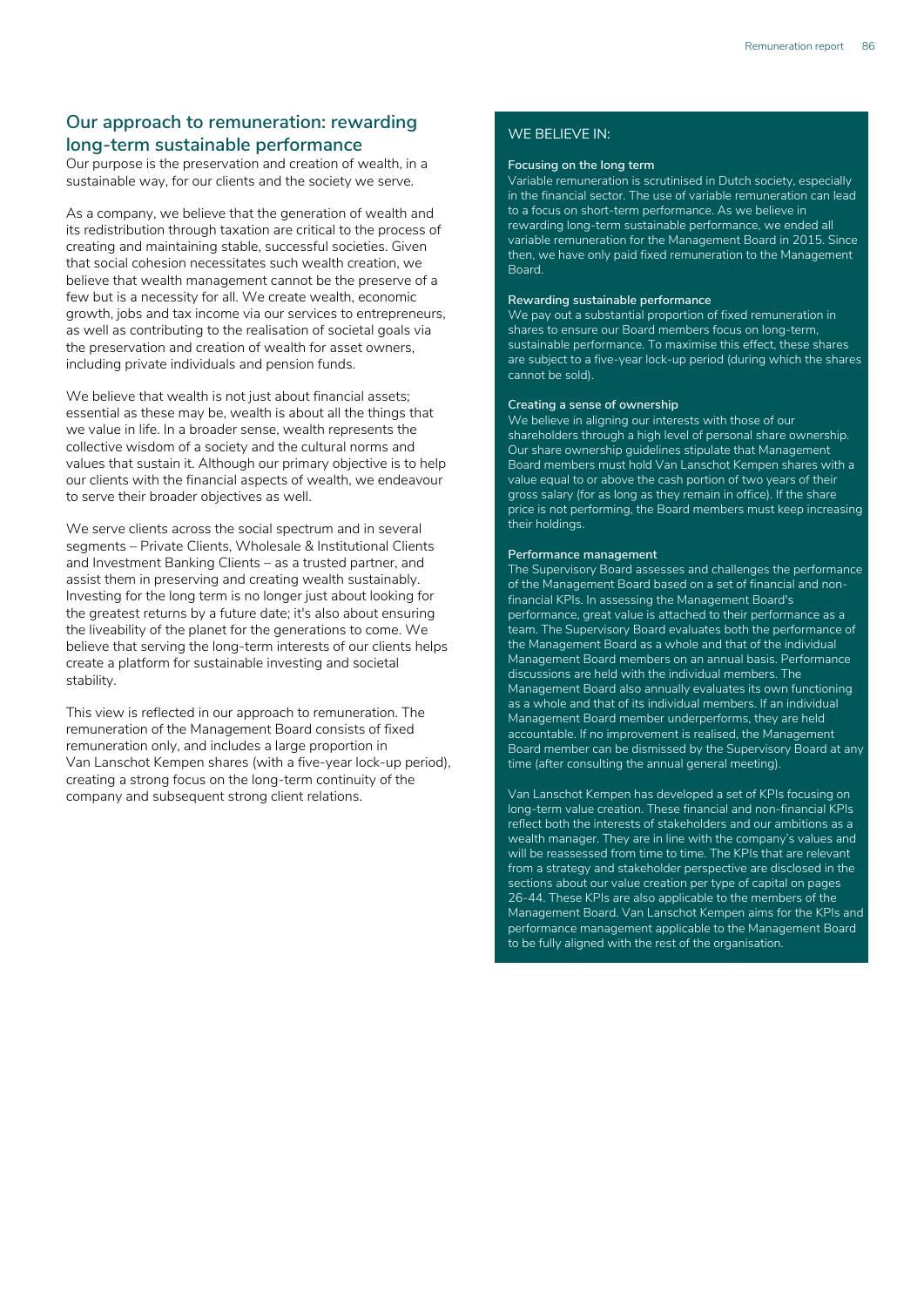## Our approach to remuneration: rewarding long-term sustainable performance

Our purpose is the preservation and creation of wealth, in a sustainable way, for our clients and the society we serve.

As a company, we believe that the generation of wealth and its redistribution through taxation are critical to the process of creating and maintaining stable, successful societies. Given that social cohesion necessitates such wealth creation, we believe that wealth management cannot be the preserve of a few but is a necessity for all. We create wealth, economic growth, jobs and tax income via our services to entrepreneurs, as well as contributing to the realisation of societal goals via the preservation and creation of wealth for asset owners, including private individuals and pension funds.

We believe that wealth is not just about financial assets; essential as these may be, wealth is about all the things that we value in life. In a broader sense, wealth represents the collective wisdom of a society and the cultural norms and values that sustain it. Although our primary objective is to help our clients with the financial aspects of wealth, we endeavour to serve their broader objectives as well.

We serve clients across the social spectrum and in several segments – Private Clients, Wholesale & Institutional Clients and Investment Banking Clients – as a trusted partner, and assist them in preserving and creating wealth sustainably. Investing for the long term is no longer just about looking for the greatest returns by a future date; it's also about ensuring the liveability of the planet for the generations to come. We believe that serving the long-term interests of our clients helps create a platform for sustainable investing and societal stability.

This view is reflected in our approach to remuneration. The remuneration of the Management Board consists of fixed remuneration only, and includes a large proportion in Van Lanschot Kempen shares (with a five-year lock-up period), creating a strong focus on the long-term continuity of the company and subsequent strong client relations.

### WE BELIEVE IN:

**Focusing on the long term**
Variable remuneration is scrutinised in Dutch society, especially in the financial sector. The use of variable remuneration can lead to a focus on short-term performance. As we believe in rewarding long-term sustainable performance, we ended all variable remuneration for the Management Board in 2015. Since then, we have only paid fixed remuneration to the Management Board.

**Rewarding sustainable performance**
We pay out a substantial proportion of fixed remuneration in shares to ensure our Board members focus on long-term, sustainable performance. To maximise this effect, these shares are subject to a five-year lock-up period (during which the shares cannot be sold).

**Creating a sense of ownership**
We believe in aligning our interests with those of our shareholders through a high level of personal share ownership. Our share ownership guidelines stipulate that Management Board members must hold Van Lanschot Kempen shares with a value equal to or above the cash portion of two years of their gross salary (for as long as they remain in office). If the share price is not performing, the Board members must keep increasing their holdings.

**Performance management**
The Supervisory Board assesses and challenges the performance of the Management Board based on a set of financial and non-financial KPIs. In assessing the Management Board's performance, great value is attached to their performance as a team. The Supervisory Board evaluates both the performance of the Management Board as a whole and that of the individual Management Board members on an annual basis. Performance discussions are held with the individual members. The Management Board also annually evaluates its own functioning as a whole and that of its individual members. If an individual Management Board member underperforms, they are held accountable. If no improvement is realised, the Management Board member can be dismissed by the Supervisory Board at any time (after consulting the annual general meeting).

Van Lanschot Kempen has developed a set of KPIs focusing on long-term value creation. These financial and non-financial KPIs reflect both the interests of stakeholders and our ambitions as a wealth manager. They are in line with the company's values and will be reassessed from time to time. The KPIs that are relevant from a strategy and stakeholder perspective are disclosed in the sections about our value creation per type of capital on pages 26-44. These KPIs are also applicable to the members of the Management Board. Van Lanschot Kempen aims for the KPIs and performance management applicable to the Management Board to be fully aligned with the rest of the organisation.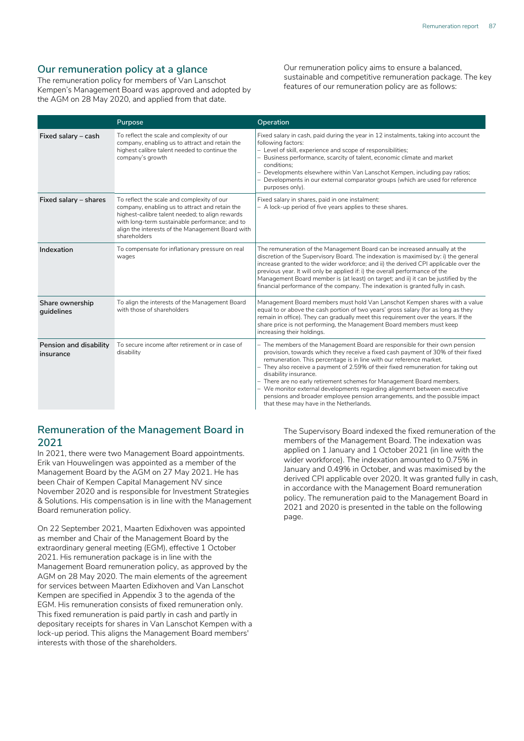## Our remuneration policy at a glance

The remuneration policy for members of Van Lanschot Kempen's Management Board was approved and adopted by the AGM on 28 May 2020, and applied from that date.

Our remuneration policy aims to ensure a balanced, sustainable and competitive remuneration package. The key features of our remuneration policy are as follows:

| | Purpose | Operation |
|---|---|---|
| **Fixed salary – cash** | To reflect the scale and complexity of our company, enabling us to attract and retain the highest calibre talent needed to continue the company's growth | Fixed salary in cash, paid during the year in 12 instalments, taking into account the following factors:<br>– Level of skill, experience and scope of responsibilities;<br>– Business performance, scarcity of talent, economic climate and market conditions;<br>– Developments elsewhere within Van Lanschot Kempen, including pay ratios;<br>– Developments in our external comparator groups (which are used for reference purposes only). |
| **Fixed salary – shares** | To reflect the scale and complexity of our company, enabling us to attract and retain the highest-calibre talent needed; to align rewards with long-term sustainable performance; and to align the interests of the Management Board with shareholders | Fixed salary in shares, paid in one instalment:<br>– A lock-up period of five years applies to these shares. |
| **Indexation** | To compensate for inflationary pressure on real wages | The remuneration of the Management Board can be increased annually at the discretion of the Supervisory Board. The indexation is maximised by: i) the general increase granted to the wider workforce; and ii) the derived CPI applicable over the previous year. It will only be applied if: i) the overall performance of the Management Board member is (at least) on target; and ii) it can be justified by the financial performance of the company. The indexation is granted fully in cash. |
| **Share ownership guidelines** | To align the interests of the Management Board with those of shareholders | Management Board members must hold Van Lanschot Kempen shares with a value equal to or above the cash portion of two years' gross salary (for as long as they remain in office). They can gradually meet this requirement over the years. If the share price is not performing, the Management Board members must keep increasing their holdings. |
| **Pension and disability insurance** | To secure income after retirement or in case of disability | – The members of the Management Board are responsible for their own pension provision, towards which they receive a fixed cash payment of 30% of their fixed remuneration. This percentage is in line with our reference market.<br>– They also receive a payment of 2.59% of their fixed remuneration for taking out disability insurance.<br>– There are no early retirement schemes for Management Board members.<br>– We monitor external developments regarding alignment between executive pensions and broader employee pension arrangements, and the possible impact that these may have in the Netherlands. |

## Remuneration of the Management Board in 2021

In 2021, there were two Management Board appointments. Erik van Houwelingen was appointed as a member of the Management Board by the AGM on 27 May 2021. He has been Chair of Kempen Capital Management NV since November 2020 and is responsible for Investment Strategies & Solutions. His compensation is in line with the Management Board remuneration policy.

On 22 September 2021, Maarten Edixhoven was appointed as member and Chair of the Management Board by the extraordinary general meeting (EGM), effective 1 October 2021. His remuneration package is in line with the Management Board remuneration policy, as approved by the AGM on 28 May 2020. The main elements of the agreement for services between Maarten Edixhoven and Van Lanschot Kempen are specified in Appendix 3 to the agenda of the EGM. His remuneration consists of fixed remuneration only. This fixed remuneration is paid partly in cash and partly in depositary receipts for shares in Van Lanschot Kempen with a lock-up period. This aligns the Management Board members' interests with those of the shareholders.

The Supervisory Board indexed the fixed remuneration of the members of the Management Board. The indexation was applied on 1 January and 1 October 2021 (in line with the wider workforce). The indexation amounted to 0.75% in January and 0.49% in October, and was maximised by the derived CPI applicable over 2020. It was granted fully in cash, in accordance with the Management Board remuneration policy. The remuneration paid to the Management Board in 2021 and 2020 is presented in the table on the following page.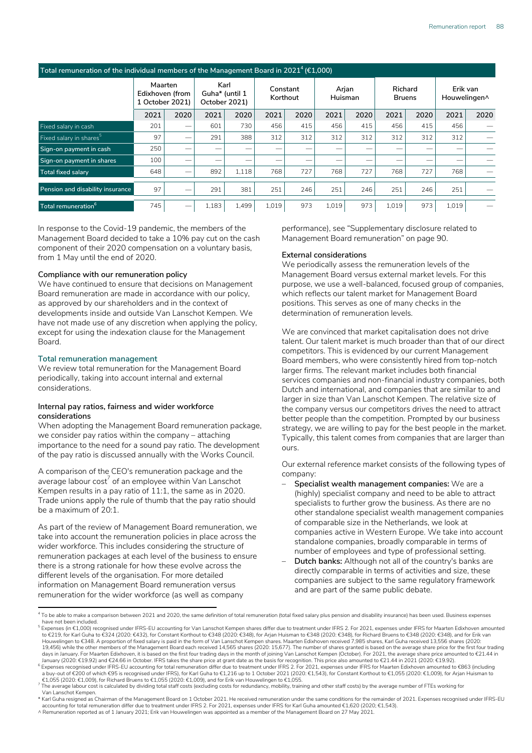**Total remuneration of the individual members of the Management Board in 2021[4] (€1,000)**

| | Maarten Edixhoven (from 1 October 2021) | | Karl Guha* (until 1 October 2021) | | Constant Korthout | | Arjan Huisman | | Richard Bruens | | Erik van Houwelingen^ | |
|---|---|---|---|---|---|---|---|---|---|---|---|---|
| | 2021 | 2020 | 2021 | 2020 | 2021 | 2020 | 2021 | 2020 | 2021 | 2020 | 2021 | 2020 |
| Fixed salary in cash | 201 | — | 601 | 730 | 456 | 415 | 456 | 415 | 456 | 415 | 456 | — |
| Fixed salary in shares[5] | 97 | — | 291 | 388 | 312 | 312 | 312 | 312 | 312 | 312 | 312 | — |
| Sign-on payment in cash | 250 | — | — | — | — | — | — | — | — | — | — | — |
| Sign-on payment in shares | 100 | — | — | — | — | — | — | — | — | — | — | — |
| Total fixed salary | 648 | — | 892 | 1,118 | 768 | 727 | 768 | 727 | 768 | 727 | 768 | — |
| Pension and disability insurance | 97 | — | 291 | 381 | 251 | 246 | 251 | 246 | 251 | 246 | 251 | — |
| Total remuneration[6] | 745 | — | 1,183 | 1,499 | 1,019 | 973 | 1,019 | 973 | 1,019 | 973 | 1,019 | — |

In response to the Covid-19 pandemic, the members of the Management Board decided to take a 10% pay cut on the cash component of their 2020 compensation on a voluntary basis, from 1 May until the end of 2020.

**Compliance with our remuneration policy**

We have continued to ensure that decisions on Management Board remuneration are made in accordance with our policy, as approved by our shareholders and in the context of developments inside and outside Van Lanschot Kempen. We have not made use of any discretion when applying the policy, except for using the indexation clause for the Management Board.

## Total remuneration management

We review total remuneration for the Management Board periodically, taking into account internal and external considerations.

**Internal pay ratios, fairness and wider workforce considerations**

When adopting the Management Board remuneration package, we consider pay ratios within the company – attaching importance to the need for a sound pay ratio. The development of the pay ratio is discussed annually with the Works Council.

A comparison of the CEO's remuneration package and the average labour cost[7] of an employee within Van Lanschot Kempen results in a pay ratio of 11:1, the same as in 2020. Trade unions apply the rule of thumb that the pay ratio should be a maximum of 20:1.

As part of the review of Management Board remuneration, we take into account the remuneration policies in place across the wider workforce. This includes considering the structure of remuneration packages at each level of the business to ensure there is a strong rationale for how these evolve across the different levels of the organisation. For more detailed information on Management Board remuneration versus remuneration for the wider workforce (as well as company performance), see "Supplementary disclosure related to Management Board remuneration" on page 90.

**External considerations**

We periodically assess the remuneration levels of the Management Board versus external market levels. For this purpose, we use a well-balanced, focused group of companies, which reflects our talent market for Management Board positions. This serves as one of many checks in the determination of remuneration levels.

We are convinced that market capitalisation does not drive talent. Our talent market is much broader than that of our direct competitors. This is evidenced by our current Management Board members, who were consistently hired from top-notch larger firms. The relevant market includes both financial services companies and non-financial industry companies, both Dutch and international, and companies that are similar to and larger in size than Van Lanschot Kempen. The relative size of the company versus our competitors drives the need to attract better people than the competition. Prompted by our business strategy, we are willing to pay for the best people in the market. Typically, this talent comes from companies that are larger than ours.

Our external reference market consists of the following types of company:

- **Specialist wealth management companies:** We are a (highly) specialist company and need to be able to attract specialists to further grow the business. As there are no other standalone specialist wealth management companies of comparable size in the Netherlands, we look at companies active in Western Europe. We take into account standalone companies, broadly comparable in terms of number of employees and type of professional setting.
- **Dutch banks:** Although not all of the country's banks are directly comparable in terms of activities and size, these companies are subject to the same regulatory framework and are part of the same public debate.

---

[4] To be able to make a comparison between 2021 and 2020, the same definition of total remuneration (total fixed salary plus pension and disability insurance) has been used. Business expenses have not been included.

[5] Expenses (in €1,000) recognised under IFRS-EU accounting for Van Lanschot Kempen shares differ due to treatment under IFRS 2. For 2021, expenses under IFRS for Maarten Edixhoven amounted to €219, for Karl Guha to €324 (2020: €432), for Constant Korthout to €348 (2020: €348), for Arjan Huisman to €348 (2020: €348), for Richard Bruens to €348 (2020: €348), and for Erik van Houwelingen to €348. A proportion of fixed salary is paid in the form of Van Lanschot Kempen shares. Maarten Edixhoven received 7,985 shares, Karl Guha received 13,556 shares (2020: 19,456) while the other members of the Management Board each received 14,565 shares (2020: 15,677). The number of shares granted is based on the average share price for the first four trading days in January. For Maarten Edixhoven, it is based on the first four trading days in the month of joining Van Lanschot Kempen (October). For 2021, the average share price amounted to €21.44 in January (2020: €19.92) and €24.66 in October. IFRS takes the share price at grant date as the basis for recognition. This price also amounted to €21.44 in 2021 (2020: €19.92).

[6] Expenses recognised under IFRS-EU accounting for total remuneration differ due to treatment under IFRS 2. For 2021, expenses under IFRS for Maarten Edixhoven amounted to €863 (including a buy-out of €200 of which €95 is recognised under IFRS), for Karl Guha to €1,216 up to 1 October 2021 (2020: €1,543), for Constant Korthout to €1,055 (2020: €1,009), for Arjan Huisman to €1,055 (2020: €1,009), for Richard Bruens to €1,055 (2020: €1,009), and for Erik van Houwelingen to €1,055.

[7] The average labour cost is calculated by dividing total staff costs (excluding costs for redundancy, mobility, training and other staff costs) by the average number of FTEs working for Van Lanschot Kempen.

\* Karl Guha resigned as Chairman of the Management Board on 1 October 2021. He received remuneration under the same conditions for the remainder of 2021. Expenses recognised under IFRS-EU accounting for total remuneration differ due to treatment under IFRS 2. For 2021, expenses under IFRS for Karl Guha amounted €1,620 (2020; €1,543).

^ Remuneration reported as of 1 January 2021; Erik van Houwelingen was appointed as a member of the Management Board on 27 May 2021.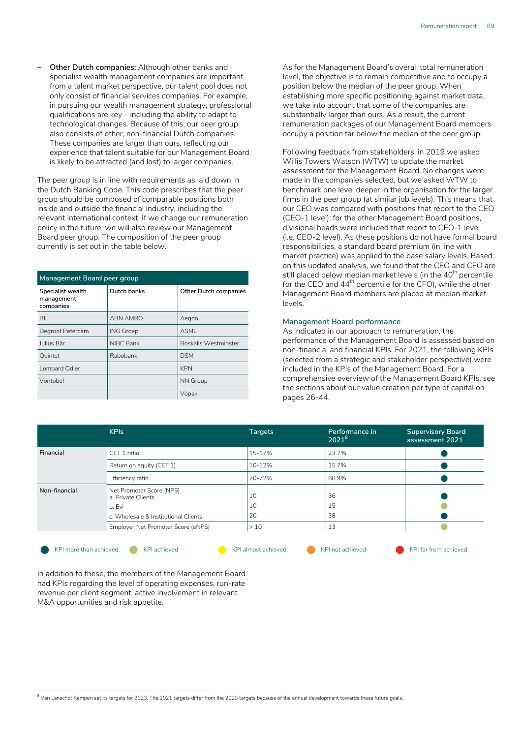– **Other Dutch companies:** Although other banks and specialist wealth management companies are important from a talent market perspective, our talent pool does not only consist of financial services companies. For example, in pursuing our wealth management strategy, professional qualifications are key – including the ability to adapt to technological changes. Because of this, our peer group also consists of other, non-financial Dutch companies. These companies are larger than ours, reflecting our experience that talent suitable for our Management Board is likely to be attracted (and lost) to larger companies.

The peer group is in line with requirements as laid down in the Dutch Banking Code. This code prescribes that the peer group should be composed of comparable positions both inside and outside the financial industry, including the relevant international context. If we change our remuneration policy in the future, we will also review our Management Board peer group. The composition of the peer group currently is set out in the table below.

| Management Board peer group | | |
|---|---|---|
| **Specialist wealth management companies** | **Dutch banks** | **Other Dutch companies** |
| BIL | ABN AMRO | Aegon |
| Degroof Petercam | ING Groep | ASML |
| Julius Bär | NIBC Bank | Boskalis Westminster |
| Quintet | Rabobank | DSM |
| Lombard Odier | | KPN |
| Vontobel | | NN Group |
| | | Vopak |

As for the Management Board's overall total remuneration level, the objective is to remain competitive and to occupy a position below the median of the peer group. When establishing more specific positioning against market data, we take into account that some of the companies are substantially larger than ours. As a result, the current remuneration packages of our Management Board members occupy a position far below the median of the peer group.

Following feedback from stakeholders, in 2019 we asked Willis Towers Watson (WTW) to update the market assessment for the Management Board. No changes were made in the companies selected, but we asked WTW to benchmark one level deeper in the organisation for the larger firms in the peer group (at similar job levels). This means that our CEO was compared with positions that report to the CEO (CEO-1 level); for the other Management Board positions, divisional heads were included that report to CEO-1 level (i.e. CEO-2 level). As these positions do not have formal board responsibilities, a standard board premium (in line with market practice) was applied to the base salary levels. Based on this updated analysis, we found that the CEO and CFO are still placed below median market levels (in the 40$^{th}$ percentile for the CEO and 44$^{th}$ percentile for the CFO), while the other Management Board members are placed at median market levels.

## Management Board performance

As indicated in our approach to remuneration, the performance of the Management Board is assessed based on non-financial and financial KPIs. For 2021, the following KPIs (selected from a strategic and stakeholder perspective) were included in the KPIs of the Management Board. For a comprehensive overview of the Management Board KPIs, see the sections about our value creation per type of capital on pages 26-44.

| | KPIs | Targets | Performance in 2021[8] | Supervisory Board assessment 2021 |
|---|---|---|---|---|
| **Financial** | CET 1 ratio | 15-17% | 23.7% | KPI more than achieved |
| | Return on equity (CET 1) | 10-12% | 15.7% | KPI more than achieved |
| | Efficiency ratio | 70-72% | 68.9% | KPI more than achieved |
| **Non-financial** | Net Promoter Score (NPS) a. Private Clients | 10 | 36 | KPI more than achieved |
| | b. Evi | 10 | 15 | KPI achieved |
| | c. Wholesale & Institutional Clients | 20 | 38 | KPI more than achieved |
| | Employer Net Promoter Score (eNPS) | > 10 | 13 | KPI achieved |

Legend: KPI more than achieved · KPI achieved · KPI almost achieved · KPI not achieved · KPI far from achieved

In addition to these, the members of the Management Board had KPIs regarding the level of operating expenses, run-rate revenue per client segment, active involvement in relevant M&A opportunities and risk appetite.

[8] Van Lanschot Kempen set its targets for 2023. The 2021 targets differ from the 2023 targets because of the annual development towards these future goals.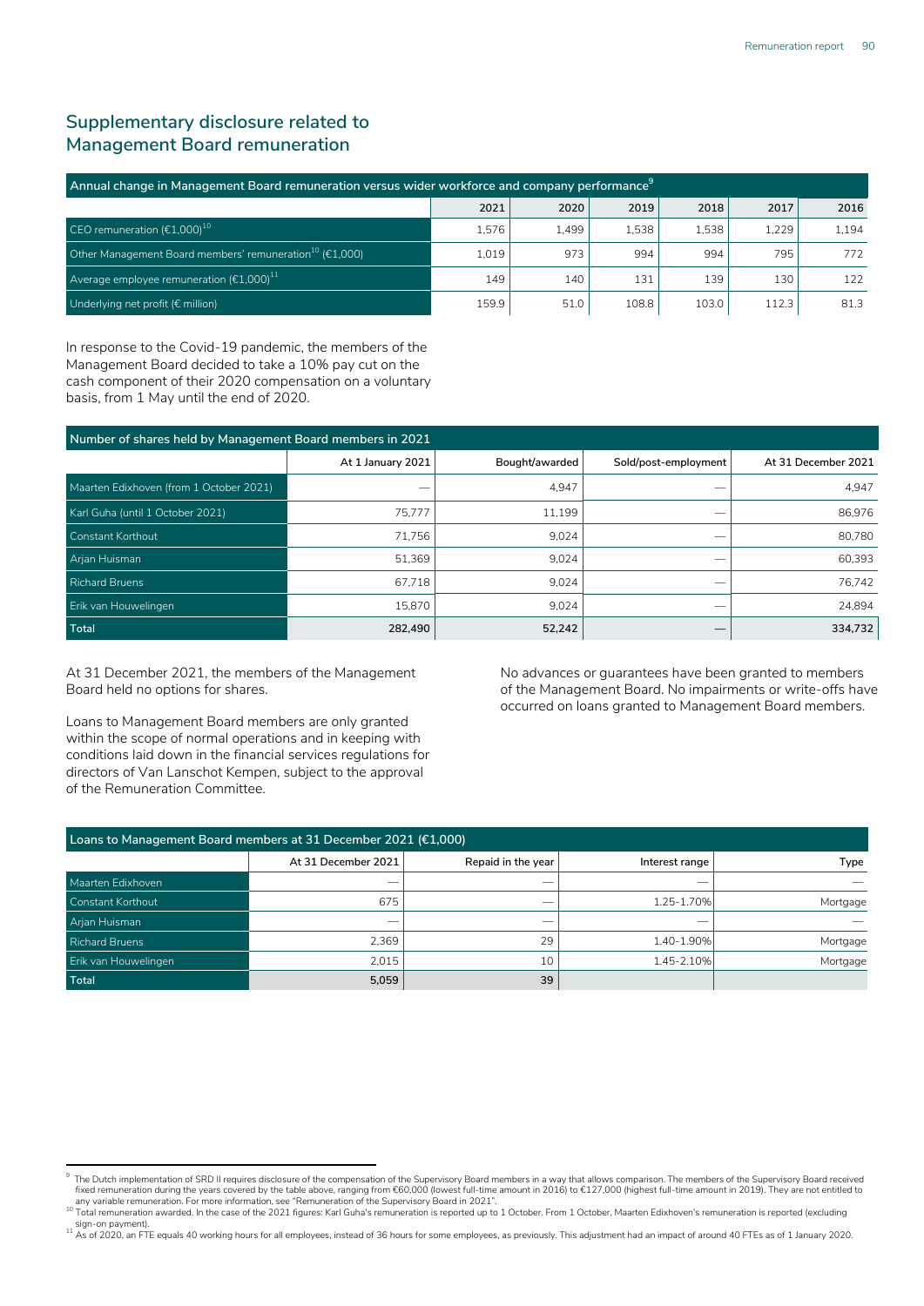## Supplementary disclosure related to Management Board remuneration

| Annual change in Management Board remuneration versus wider workforce and company performance[9] | 2021 | 2020 | 2019 | 2018 | 2017 | 2016 |
|---|---|---|---|---|---|---|
| CEO remuneration (€1,000)[10] | 1,576 | 1,499 | 1,538 | 1,538 | 1,229 | 1,194 |
| Other Management Board members' remuneration[10] (€1,000) | 1,019 | 973 | 994 | 994 | 795 | 772 |
| Average employee remuneration (€1,000)[11] | 149 | 140 | 131 | 139 | 130 | 122 |
| Underlying net profit (€ million) | 159.9 | 51.0 | 108.8 | 103.0 | 112.3 | 81.3 |

In response to the Covid-19 pandemic, the members of the Management Board decided to take a 10% pay cut on the cash component of their 2020 compensation on a voluntary basis, from 1 May until the end of 2020.

| Number of shares held by Management Board members in 2021 | At 1 January 2021 | Bought/awarded | Sold/post-employment | At 31 December 2021 |
|---|---|---|---|---|
| Maarten Edixhoven (from 1 October 2021) | — | 4,947 | — | 4,947 |
| Karl Guha (until 1 October 2021) | 75,777 | 11,199 | — | 86,976 |
| Constant Korthout | 71,756 | 9,024 | — | 80,780 |
| Arjan Huisman | 51,369 | 9,024 | — | 60,393 |
| Richard Bruens | 67,718 | 9,024 | — | 76,742 |
| Erik van Houwelingen | 15,870 | 9,024 | — | 24,894 |
| **Total** | **282,490** | **52,242** | **—** | **334,732** |

At 31 December 2021, the members of the Management Board held no options for shares.

Loans to Management Board members are only granted within the scope of normal operations and in keeping with conditions laid down in the financial services regulations for directors of Van Lanschot Kempen, subject to the approval of the Remuneration Committee.

No advances or guarantees have been granted to members of the Management Board. No impairments or write-offs have occurred on loans granted to Management Board members.

| Loans to Management Board members at 31 December 2021 (€1,000) | At 31 December 2021 | Repaid in the year | Interest range | Type |
|---|---|---|---|---|
| Maarten Edixhoven | — | — | — | — |
| Constant Korthout | 675 | — | 1.25-1.70% | Mortgage |
| Arjan Huisman | — | — | — | — |
| Richard Bruens | 2,369 | 29 | 1.40-1.90% | Mortgage |
| Erik van Houwelingen | 2,015 | 10 | 1.45-2.10% | Mortgage |
| **Total** | **5,059** | **39** | | |

[9] The Dutch implementation of SRD II requires disclosure of the compensation of the Supervisory Board members in a way that allows comparison. The members of the Supervisory Board received fixed remuneration during the years covered by the table above, ranging from €60,000 (lowest full-time amount in 2016) to €127,000 (highest full-time amount in 2019). They are not entitled to any variable remuneration. For more information, see "Remuneration of the Supervisory Board in 2021".

[10] Total remuneration awarded. In the case of the 2021 figures: Karl Guha's remuneration is reported up to 1 October. From 1 October, Maarten Edixhoven's remuneration is reported (excluding sign-on payment).

[11] As of 2020, an FTE equals 40 working hours for all employees, instead of 36 hours for some employees, as previously. This adjustment had an impact of around 40 FTEs as of 1 January 2020.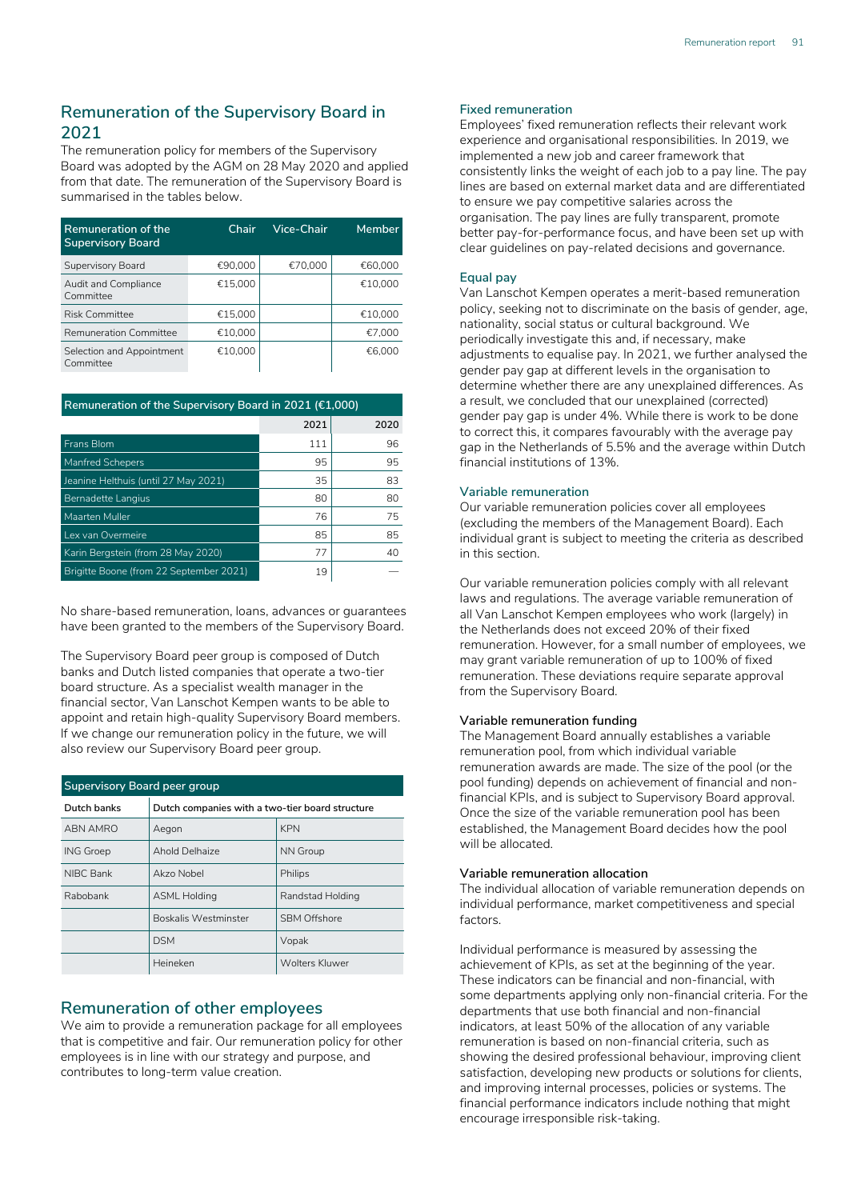## Remuneration of the Supervisory Board in 2021

The remuneration policy for members of the Supervisory Board was adopted by the AGM on 28 May 2020 and applied from that date. The remuneration of the Supervisory Board is summarised in the tables below.

| Remuneration of the Supervisory Board | Chair | Vice-Chair | Member |
|---|---|---|---|
| Supervisory Board | €90,000 | €70,000 | €60,000 |
| Audit and Compliance Committee | €15,000 | | €10,000 |
| Risk Committee | €15,000 | | €10,000 |
| Remuneration Committee | €10,000 | | €7,000 |
| Selection and Appointment Committee | €10,000 | | €6,000 |

| Remuneration of the Supervisory Board in 2021 (€1,000) | 2021 | 2020 |
|---|---|---|
| Frans Blom | 111 | 96 |
| Manfred Schepers | 95 | 95 |
| Jeanine Helthuis (until 27 May 2021) | 35 | 83 |
| Bernadette Langius | 80 | 80 |
| Maarten Muller | 76 | 75 |
| Lex van Overmeire | 85 | 85 |
| Karin Bergstein (from 28 May 2020) | 77 | 40 |
| Brigitte Boone (from 22 September 2021) | 19 | — |

No share-based remuneration, loans, advances or guarantees have been granted to the members of the Supervisory Board.

The Supervisory Board peer group is composed of Dutch banks and Dutch listed companies that operate a two-tier board structure. As a specialist wealth manager in the financial sector, Van Lanschot Kempen wants to be able to appoint and retain high-quality Supervisory Board members. If we change our remuneration policy in the future, we will also review our Supervisory Board peer group.

| Supervisory Board peer group | | |
|---|---|---|
| Dutch banks | Dutch companies with a two-tier board structure | |
| ABN AMRO | Aegon | KPN |
| ING Groep | Ahold Delhaize | NN Group |
| NIBC Bank | Akzo Nobel | Philips |
| Rabobank | ASML Holding | Randstad Holding |
| | Boskalis Westminster | SBM Offshore |
| | DSM | Vopak |
| | Heineken | Wolters Kluwer |

## Remuneration of other employees

We aim to provide a remuneration package for all employees that is competitive and fair. Our remuneration policy for other employees is in line with our strategy and purpose, and contributes to long-term value creation.

### Fixed remuneration

Employees' fixed remuneration reflects their relevant work experience and organisational responsibilities. In 2019, we implemented a new job and career framework that consistently links the weight of each job to a pay line. The pay lines are based on external market data and are differentiated to ensure we pay competitive salaries across the organisation. The pay lines are fully transparent, promote better pay-for-performance focus, and have been set up with clear guidelines on pay-related decisions and governance.

### Equal pay

Van Lanschot Kempen operates a merit-based remuneration policy, seeking not to discriminate on the basis of gender, age, nationality, social status or cultural background. We periodically investigate this and, if necessary, make adjustments to equalise pay. In 2021, we further analysed the gender pay gap at different levels in the organisation to determine whether there are any unexplained differences. As a result, we concluded that our unexplained (corrected) gender pay gap is under 4%. While there is work to be done to correct this, it compares favourably with the average pay gap in the Netherlands of 5.5% and the average within Dutch financial institutions of 13%.

### Variable remuneration

Our variable remuneration policies cover all employees (excluding the members of the Management Board). Each individual grant is subject to meeting the criteria as described in this section.

Our variable remuneration policies comply with all relevant laws and regulations. The average variable remuneration of all Van Lanschot Kempen employees who work (largely) in the Netherlands does not exceed 20% of their fixed remuneration. However, for a small number of employees, we may grant variable remuneration of up to 100% of fixed remuneration. These deviations require separate approval from the Supervisory Board.

#### Variable remuneration funding

The Management Board annually establishes a variable remuneration pool, from which individual variable remuneration awards are made. The size of the pool (or the pool funding) depends on achievement of financial and non-financial KPIs, and is subject to Supervisory Board approval. Once the size of the variable remuneration pool has been established, the Management Board decides how the pool will be allocated.

#### Variable remuneration allocation

The individual allocation of variable remuneration depends on individual performance, market competitiveness and special factors.

Individual performance is measured by assessing the achievement of KPIs, as set at the beginning of the year. These indicators can be financial and non-financial, with some departments applying only non-financial criteria. For the departments that use both financial and non-financial indicators, at least 50% of the allocation of any variable remuneration is based on non-financial criteria, such as showing the desired professional behaviour, improving client satisfaction, developing new products or solutions for clients, and improving internal processes, policies or systems. The financial performance indicators include nothing that might encourage irresponsible risk-taking.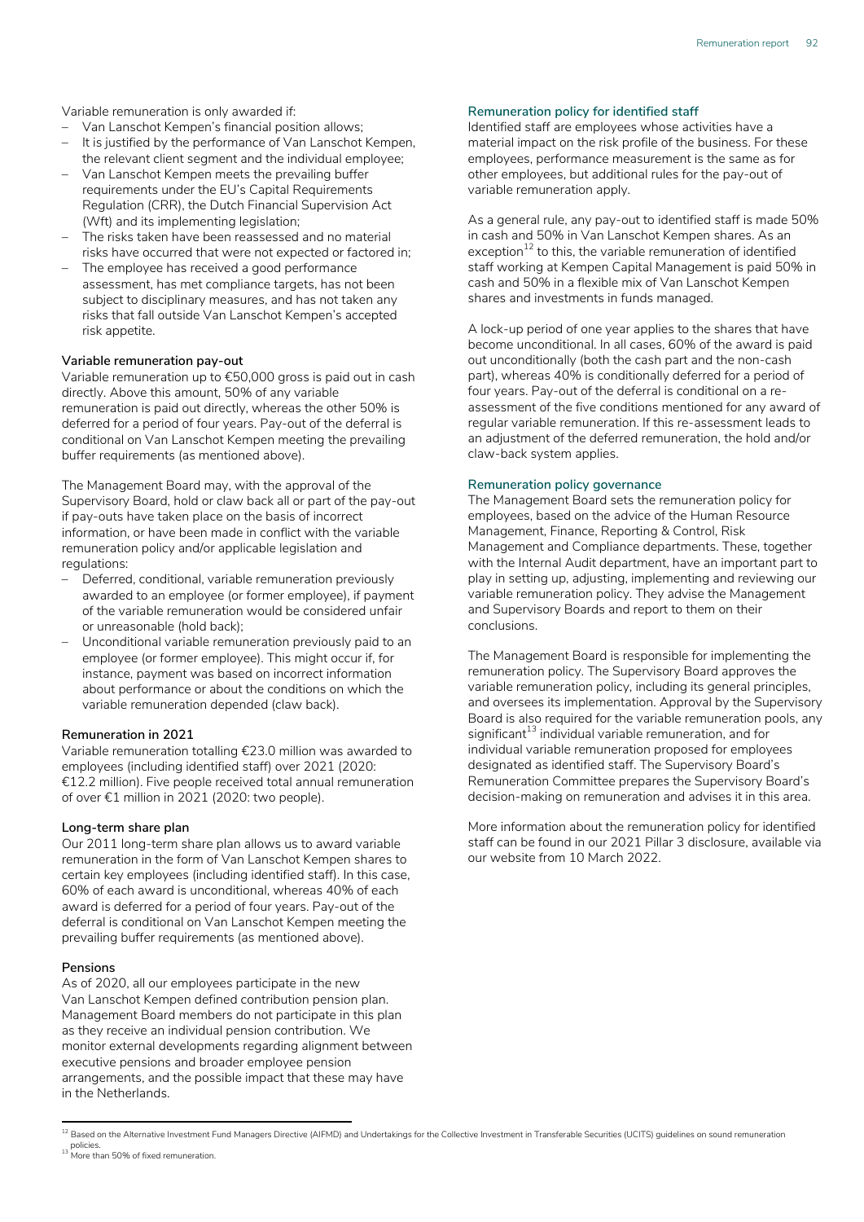Variable remuneration is only awarded if:

- Van Lanschot Kempen's financial position allows;
- It is justified by the performance of Van Lanschot Kempen, the relevant client segment and the individual employee;
- Van Lanschot Kempen meets the prevailing buffer requirements under the EU's Capital Requirements Regulation (CRR), the Dutch Financial Supervision Act (Wft) and its implementing legislation;
- The risks taken have been reassessed and no material risks have occurred that were not expected or factored in;
- The employee has received a good performance assessment, has met compliance targets, has not been subject to disciplinary measures, and has not taken any risks that fall outside Van Lanschot Kempen's accepted risk appetite.

**Variable remuneration pay-out**

Variable remuneration up to €50,000 gross is paid out in cash directly. Above this amount, 50% of any variable remuneration is paid out directly, whereas the other 50% is deferred for a period of four years. Pay-out of the deferral is conditional on Van Lanschot Kempen meeting the prevailing buffer requirements (as mentioned above).

The Management Board may, with the approval of the Supervisory Board, hold or claw back all or part of the pay-out if pay-outs have taken place on the basis of incorrect information, or have been made in conflict with the variable remuneration policy and/or applicable legislation and regulations:

- Deferred, conditional, variable remuneration previously awarded to an employee (or former employee), if payment of the variable remuneration would be considered unfair or unreasonable (hold back);
- Unconditional variable remuneration previously paid to an employee (or former employee). This might occur if, for instance, payment was based on incorrect information about performance or about the conditions on which the variable remuneration depended (claw back).

**Remuneration in 2021**

Variable remuneration totalling €23.0 million was awarded to employees (including identified staff) over 2021 (2020: €12.2 million). Five people received total annual remuneration of over €1 million in 2021 (2020: two people).

**Long-term share plan**

Our 2011 long-term share plan allows us to award variable remuneration in the form of Van Lanschot Kempen shares to certain key employees (including identified staff). In this case, 60% of each award is unconditional, whereas 40% of each award is deferred for a period of four years. Pay-out of the deferral is conditional on Van Lanschot Kempen meeting the prevailing buffer requirements (as mentioned above).

**Pensions**

As of 2020, all our employees participate in the new Van Lanschot Kempen defined contribution pension plan. Management Board members do not participate in this plan as they receive an individual pension contribution. We monitor external developments regarding alignment between executive pensions and broader employee pension arrangements, and the possible impact that these may have in the Netherlands.

**Remuneration policy for identified staff**

Identified staff are employees whose activities have a material impact on the risk profile of the business. For these employees, performance measurement is the same as for other employees, but additional rules for the pay-out of variable remuneration apply.

As a general rule, any pay-out to identified staff is made 50% in cash and 50% in Van Lanschot Kempen shares. As an exception[12] to this, the variable remuneration of identified staff working at Kempen Capital Management is paid 50% in cash and 50% in a flexible mix of Van Lanschot Kempen shares and investments in funds managed.

A lock-up period of one year applies to the shares that have become unconditional. In all cases, 60% of the award is paid out unconditionally (both the cash part and the non-cash part), whereas 40% is conditionally deferred for a period of four years. Pay-out of the deferral is conditional on a re-assessment of the five conditions mentioned for any award of regular variable remuneration. If this re-assessment leads to an adjustment of the deferred remuneration, the hold and/or claw-back system applies.

**Remuneration policy governance**

The Management Board sets the remuneration policy for employees, based on the advice of the Human Resource Management, Finance, Reporting & Control, Risk Management and Compliance departments. These, together with the Internal Audit department, have an important part to play in setting up, adjusting, implementing and reviewing our variable remuneration policy. They advise the Management and Supervisory Boards and report to them on their conclusions.

The Management Board is responsible for implementing the remuneration policy. The Supervisory Board approves the variable remuneration policy, including its general principles, and oversees its implementation. Approval by the Supervisory Board is also required for the variable remuneration pools, any significant[13] individual variable remuneration, and for individual variable remuneration proposed for employees designated as identified staff. The Supervisory Board's Remuneration Committee prepares the Supervisory Board's decision-making on remuneration and advises it in this area.

More information about the remuneration policy for identified staff can be found in our 2021 Pillar 3 disclosure, available via our website from 10 March 2022.

[12] Based on the Alternative Investment Fund Managers Directive (AIFMD) and Undertakings for the Collective Investment in Transferable Securities (UCITS) guidelines on sound remuneration policies.

[13] More than 50% of fixed remuneration.